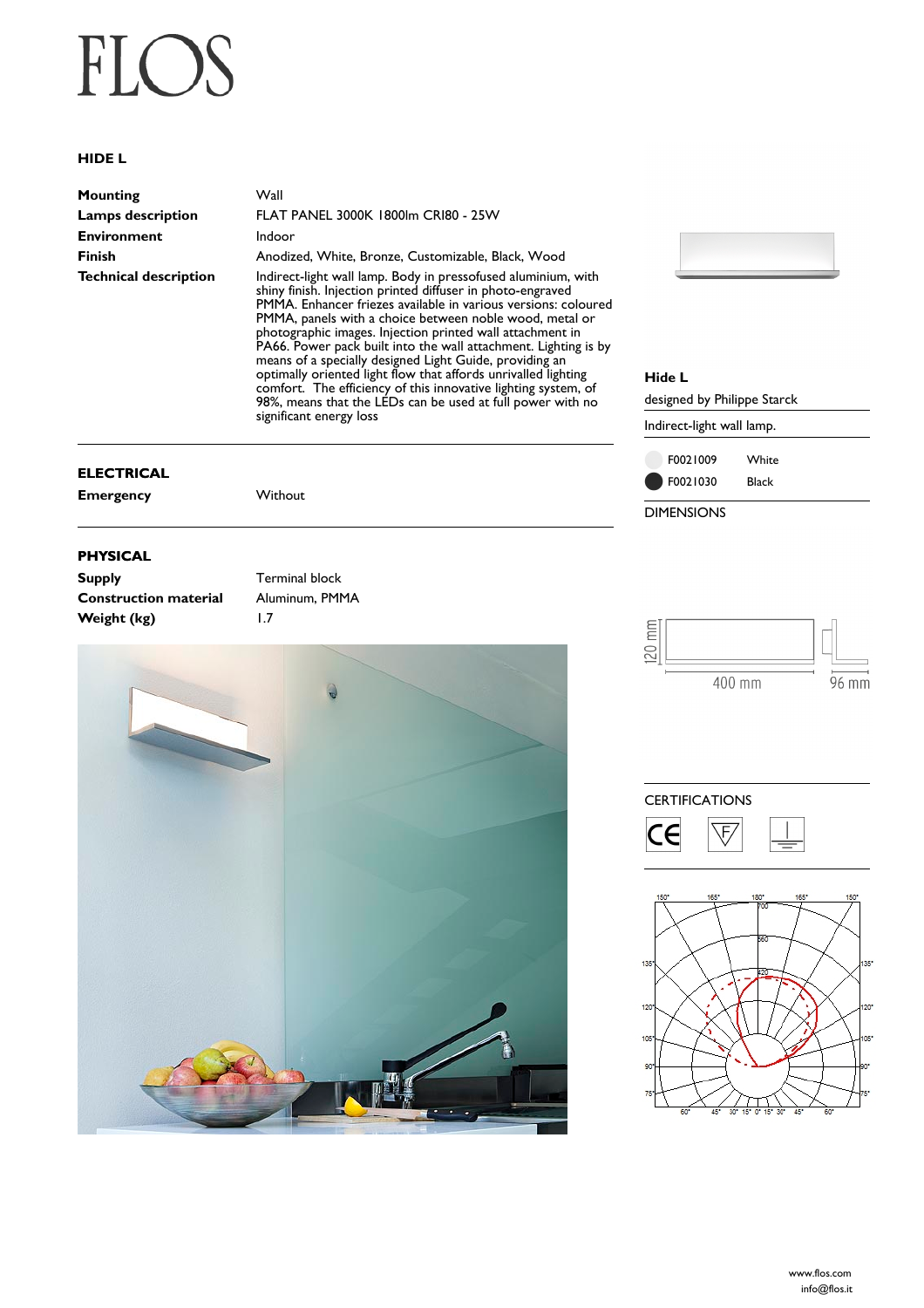FLOS

## HIDE L

| | |
|---|---|
| **Mounting** | Wall |
| **Lamps description** | FLAT PANEL 3000K 1800lm CRI80 - 25W |
| **Environment** | Indoor |
| **Finish** | Anodized, White, Bronze, Customizable, Black, Wood |
| **Technical description** | Indirect-light wall lamp. Body in pressofused aluminium, with shiny finish. Injection printed diffuser in photo-engraved PMMA. Enhancer friezes available in various versions: coloured PMMA, panels with a choice between noble wood, metal or photographic images. Injection printed wall attachment in PA66. Power pack built into the wall attachment. Lighting is by means of a specially designed Light Guide, providing an optimally oriented light flow that affords unrivalled lighting comfort. The efficiency of this innovative lighting system, of 98%, means that the LEDs can be used at full power with no significant energy loss |

### ELECTRICAL

| | |
|---|---|
| **Emergency** | Without |

### PHYSICAL

| | |
|---|---|
| **Supply** | Terminal block |
| **Construction material** | Aluminum, PMMA |
| **Weight (kg)** | 1.7 |

**Hide L**

designed by Philippe Starck

Indirect-light wall lamp.

| | |
|---|---|
| F0021009 | White |
| F0021030 | Black |

DIMENSIONS

120 mm

400 mm

96 mm

CERTIFICATIONS

www.flos.com
info@flos.it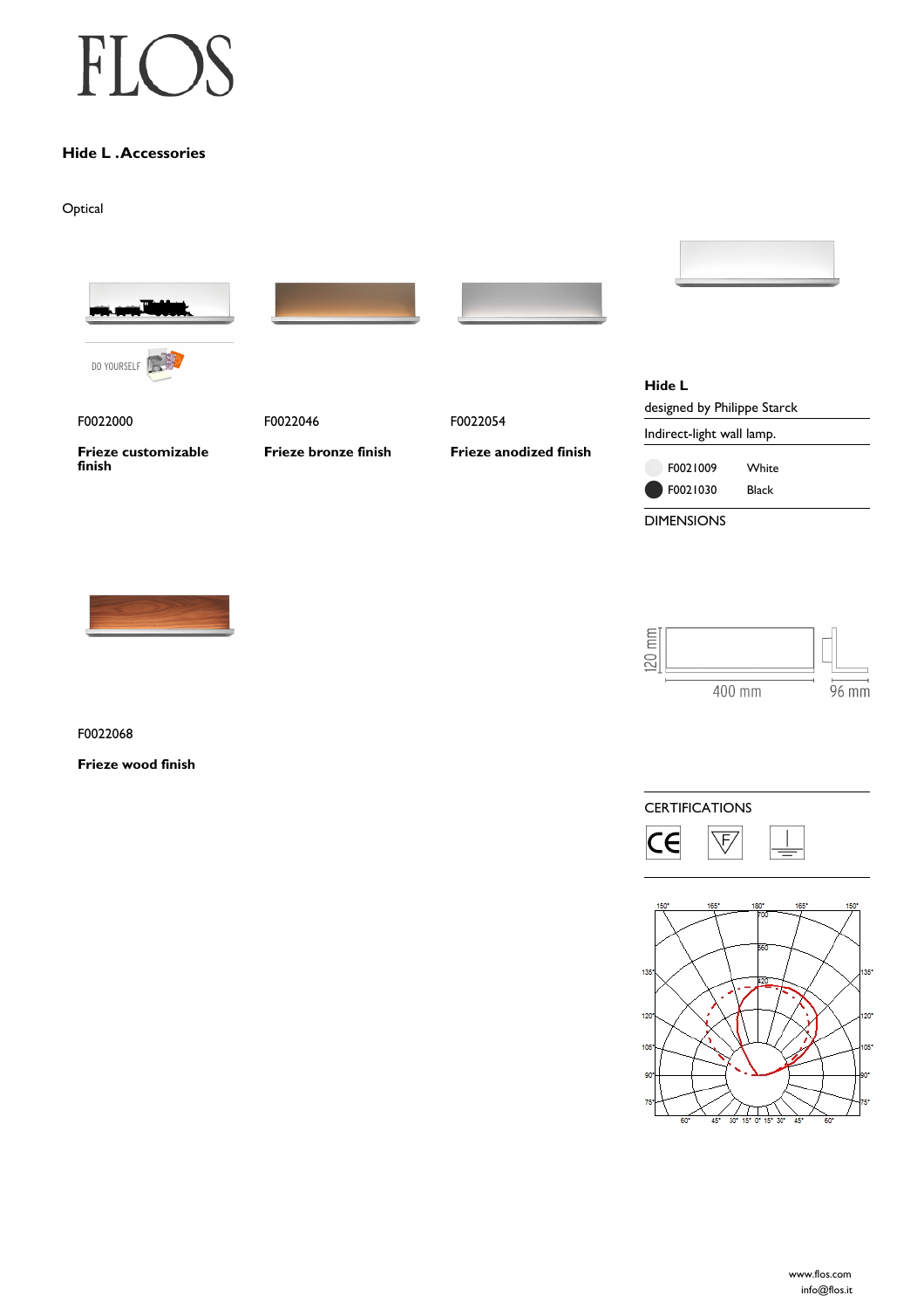# FLOS

## Hide L .Accessories

Optical

DO YOURSELF

F0022000

**Frieze customizable finish**

F0022046

**Frieze bronze finish**

F0022054

**Frieze anodized finish**

F0022068

**Frieze wood finish**

**Hide L**

designed by Philippe Starck

Indirect-light wall lamp.

| | |
|---|---|
| F0021009 | White |
| F0021030 | Black |

DIMENSIONS

120 mm

400 mm

96 mm

CERTIFICATIONS

www.flos.com
info@flos.it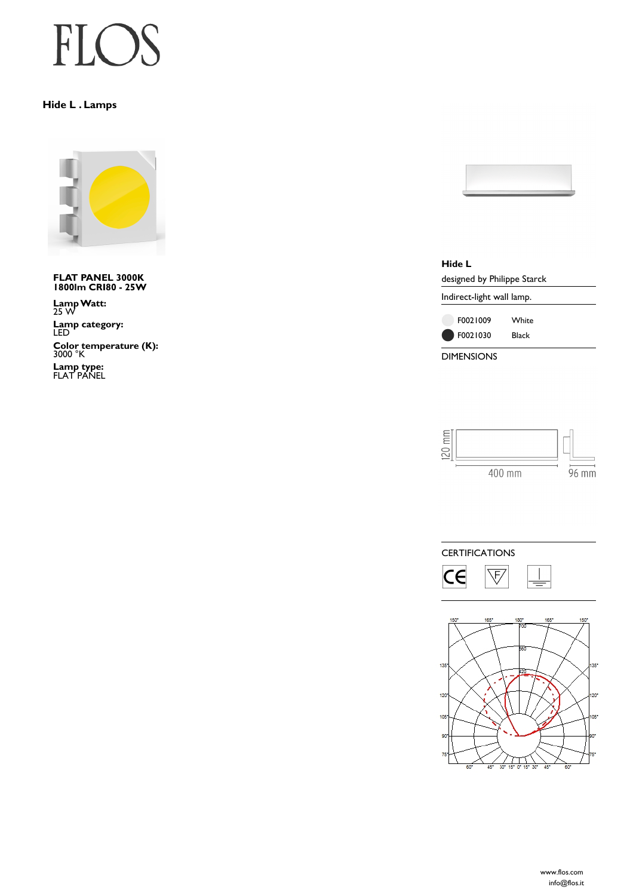FLOS

## Hide L . Lamps

**FLAT PANEL 3000K 1800lm CRI80 - 25W**

**Lamp Watt:**
25 W

**Lamp category:**
LED

**Color temperature (K):**
3000 °K

**Lamp type:**
FLAT PANEL

### Hide L

designed by Philippe Starck

Indirect-light wall lamp.

| | |
|---|---|
| F0021009 | White |
| F0021030 | Black |

DIMENSIONS

120 mm

400 mm

96 mm

CERTIFICATIONS

150° 165° 180° 165° 150°

700

560

420

135° 135°

120° 120°

105° 105°

90° 90°

75° 75°

60° 45° 30° 15° 0° 15° 30° 45° 60°

www.flos.com
info@flos.it